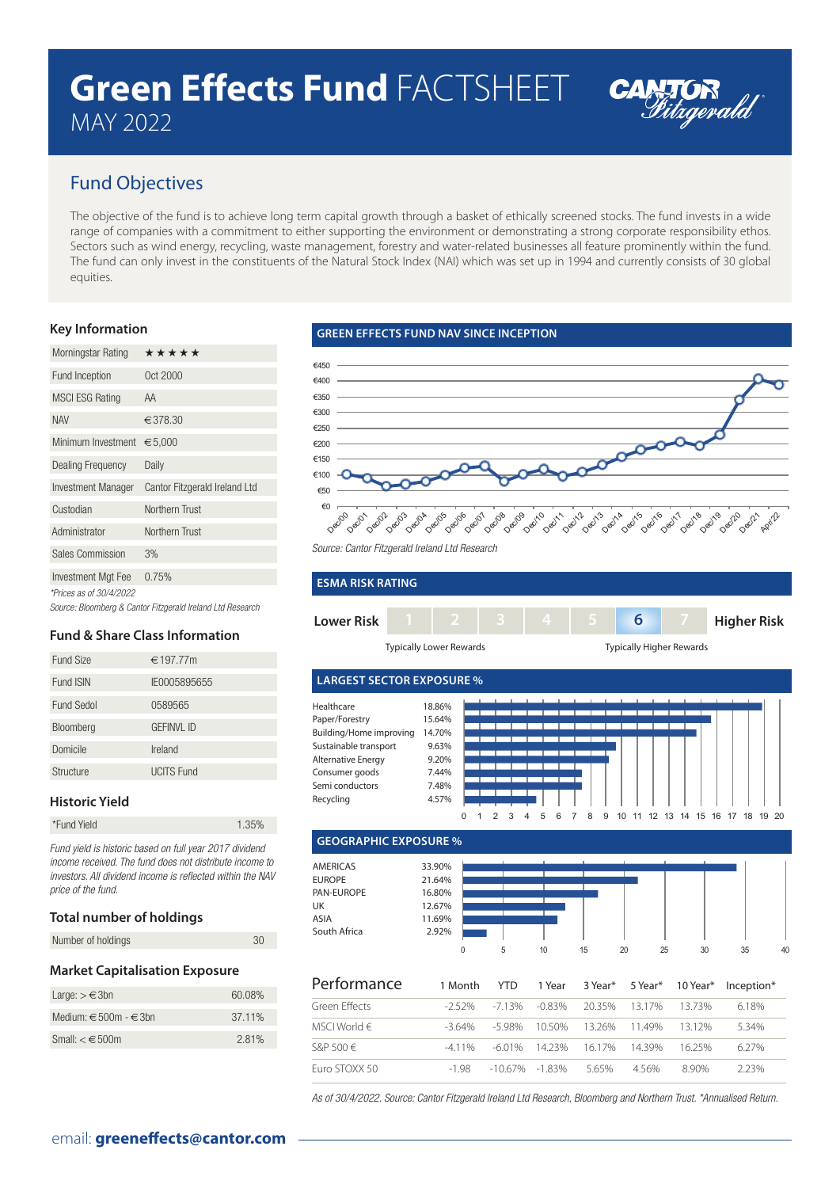# Green Effects Fund FACTSHEET

MAY 2022

CANTOR Fitzgerald

## Fund Objectives

The objective of the fund is to achieve long term capital growth through a basket of ethically screened stocks. The fund invests in a wide range of companies with a commitment to either supporting the environment or demonstrating a strong corporate responsibility ethos. Sectors such as wind energy, recycling, waste management, forestry and water-related businesses all feature prominently within the fund. The fund can only invest in the constituents of the Natural Stock Index (NAI) which was set up in 1994 and currently consists of 30 global equities.

### Key Information

| | |
|---|---|
| Morningstar Rating | ★★★★★ |
| Fund Inception | Oct 2000 |
| MSCI ESG Rating | AA |
| NAV | €378.30 |
| Minimum Investment | €5,000 |
| Dealing Frequency | Daily |
| Investment Manager | Cantor Fitzgerald Ireland Ltd |
| Custodian | Northern Trust |
| Administrator | Northern Trust |
| Sales Commission | 3% |
| Investment Mgt Fee | 0.75% |

*\*Prices as of 30/4/2022*

*Source: Bloomberg & Cantor Fitzgerald Ireland Ltd Research*

### Fund & Share Class Information

| | |
|---|---|
| Fund Size | €197.77m |
| Fund ISIN | IE0005895655 |
| Fund Sedol | 0589565 |
| Bloomberg | GEFINVL ID |
| Domicile | Ireland |
| Structure | UCITS Fund |

### Historic Yield

| | |
|---|---|
| *Fund Yield | 1.35% |

*Fund yield is historic based on full year 2017 dividend income received. The fund does not distribute income to investors. All dividend income is reflected within the NAV price of the fund.*

### Total number of holdings

| | |
|---|---|
| Number of holdings | 30 |

### Market Capitalisation Exposure

| | |
|---|---|
| Large: > €3bn | 60.08% |
| Medium: €500m - €3bn | 37.11% |
| Small: < €500m | 2.81% |

### GREEN EFFECTS FUND NAV SINCE INCEPTION

*Source: Cantor Fitzgerald Ireland Ltd Research*

### ESMA RISK RATING

Lower Risk | 1 | 2 | 3 | 4 | 5 | **6** | 7 | Higher Risk

Typically Lower Rewards — Typically Higher Rewards

### LARGEST SECTOR EXPOSURE %

| Sector | % |
|---|---|
| Healthcare | 18.86% |
| Paper/Forestry | 15.64% |
| Building/Home improving | 14.70% |
| Sustainable transport | 9.63% |
| Alternative Energy | 9.20% |
| Consumer goods | 7.44% |
| Semi conductors | 7.48% |
| Recycling | 4.57% |

### GEOGRAPHIC EXPOSURE %

| Region | % |
|---|---|
| AMERICAS | 33.90% |
| EUROPE | 21.64% |
| PAN-EUROPE | 16.80% |
| UK | 12.67% |
| ASIA | 11.69% |
| South Africa | 2.92% |

### Performance

| | 1 Month | YTD | 1 Year | 3 Year* | 5 Year* | 10 Year* | Inception* |
|---|---|---|---|---|---|---|---|
| Green Effects | -2.52% | -7.13% | -0.83% | 20.35% | 13.17% | 13.73% | 6.18% |
| MSCI World € | -3.64% | -5.98% | 10.50% | 13.26% | 11.49% | 13.12% | 5.34% |
| S&P 500 € | -4.11% | -6.01% | 14.23% | 16.17% | 14.39% | 16.25% | 6.27% |
| Euro STOXX 50 | -1.98 | -10.67% | -1.83% | 5.65% | 4.56% | 8.90% | 2.23% |

*As of 30/4/2022. Source: Cantor Fitzgerald Ireland Ltd Research, Bloomberg and Northern Trust. \*Annualised Return.*

email: **greeneffects@cantor.com**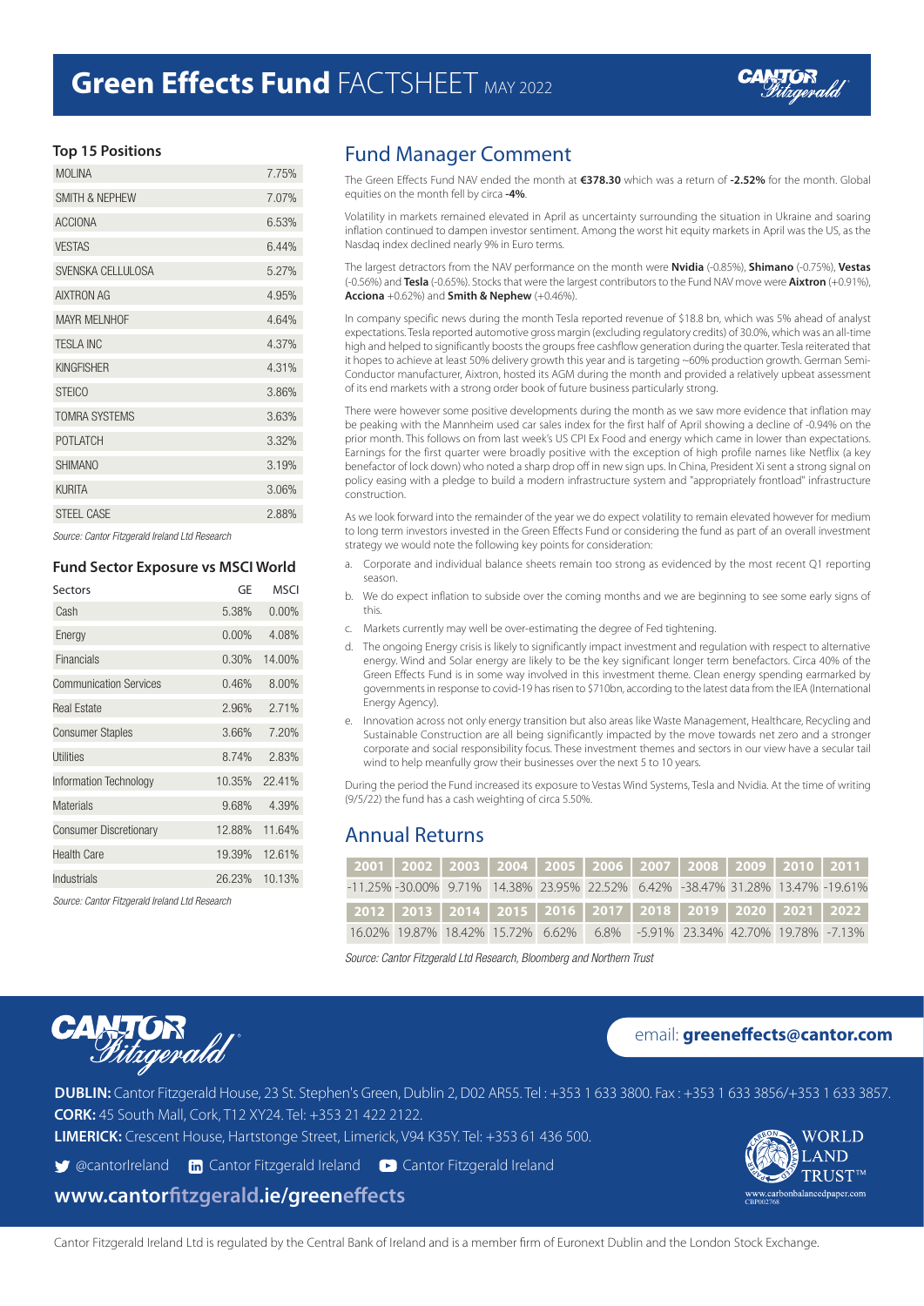# Green Effects Fund FACTSHEET MAY 2022

### Top 15 Positions

| | |
|---|---|
| MOLINA | 7.75% |
| SMITH & NEPHEW | 7.07% |
| ACCIONA | 6.53% |
| VESTAS | 6.44% |
| SVENSKA CELLULOSA | 5.27% |
| AIXTRON AG | 4.95% |
| MAYR MELNHOF | 4.64% |
| TESLA INC | 4.37% |
| KINGFISHER | 4.31% |
| STEICO | 3.86% |
| TOMRA SYSTEMS | 3.63% |
| POTLATCH | 3.32% |
| SHIMANO | 3.19% |
| KURITA | 3.06% |
| STEEL CASE | 2.88% |

*Source: Cantor Fitzgerald Ireland Ltd Research*

### Fund Sector Exposure vs MSCI World

| Sectors | GE | MSCI |
|---|---|---|
| Cash | 5.38% | 0.00% |
| Energy | 0.00% | 4.08% |
| Financials | 0.30% | 14.00% |
| Communication Services | 0.46% | 8.00% |
| Real Estate | 2.96% | 2.71% |
| Consumer Staples | 3.66% | 7.20% |
| Utilities | 8.74% | 2.83% |
| Information Technology | 10.35% | 22.41% |
| Materials | 9.68% | 4.39% |
| Consumer Discretionary | 12.88% | 11.64% |
| Health Care | 19.39% | 12.61% |
| Industrials | 26.23% | 10.13% |

*Source: Cantor Fitzgerald Ireland Ltd Research*

## Fund Manager Comment

The Green Effects Fund NAV ended the month at **€378.30** which was a return of **-2.52%** for the month. Global equities on the month fell by circa **-4%**.

Volatility in markets remained elevated in April as uncertainty surrounding the situation in Ukraine and soaring inflation continued to dampen investor sentiment. Among the worst hit equity markets in April was the US, as the Nasdaq index declined nearly 9% in Euro terms.

The largest detractors from the NAV performance on the month were **Nvidia** (-0.85%), **Shimano** (-0.75%), **Vestas** (-0.56%) and **Tesla** (-0.65%). Stocks that were the largest contributors to the Fund NAV move were **Aixtron** (+0.91%), **Acciona** +0.62%) and **Smith & Nephew** (+0.46%).

In company specific news during the month Tesla reported revenue of $18.8 bn, which was 5% ahead of analyst expectations. Tesla reported automotive gross margin (excluding regulatory credits) of 30.0%, which was an all-time high and helped to significantly boosts the groups free cashflow generation during the quarter. Tesla reiterated that it hopes to achieve at least 50% delivery growth this year and is targeting ~60% production growth. German Semi-Conductor manufacturer, Aixtron, hosted its AGM during the month and provided a relatively upbeat assessment of its end markets with a strong order book of future business particularly strong.

There were however some positive developments during the month as we saw more evidence that inflation may be peaking with the Mannheim used car sales index for the first half of April showing a decline of -0.94% on the prior month. This follows on from last week's US CPI Ex Food and energy which came in lower than expectations. Earnings for the first quarter were broadly positive with the exception of high profile names like Netflix (a key benefactor of lock down) who noted a sharp drop off in new sign ups. In China, President Xi sent a strong signal on policy easing with a pledge to build a modern infrastructure system and "appropriately frontload" infrastructure construction.

As we look forward into the remainder of the year we do expect volatility to remain elevated however for medium to long term investors invested in the Green Effects Fund or considering the fund as part of an overall investment strategy we would note the following key points for consideration:

a. Corporate and individual balance sheets remain too strong as evidenced by the most recent Q1 reporting season.
b. We do expect inflation to subside over the coming months and we are beginning to see some early signs of this.
c. Markets currently may well be over-estimating the degree of Fed tightening.
d. The ongoing Energy crisis is likely to significantly impact investment and regulation with respect to alternative energy. Wind and Solar energy are likely to be the key significant longer term benefactors. Circa 40% of the Green Effects Fund is in some way involved in this investment theme. Clean energy spending earmarked by governments in response to covid-19 has risen to $710bn, according to the latest data from the IEA (International Energy Agency).
e. Innovation across not only energy transition but also areas like Waste Management, Healthcare, Recycling and Sustainable Construction are all being significantly impacted by the move towards net zero and a stronger corporate and social responsibility focus. These investment themes and sectors in our view have a secular tail wind to help meanfully grow their businesses over the next 5 to 10 years.

During the period the Fund increased its exposure to Vestas Wind Systems, Tesla and Nvidia. At the time of writing (9/5/22) the fund has a cash weighting of circa 5.50%.

## Annual Returns

| 2001 | 2002 | 2003 | 2004 | 2005 | 2006 | 2007 | 2008 | 2009 | 2010 | 2011 |
|---|---|---|---|---|---|---|---|---|---|---|
| -11.25% | -30.00% | 9.71% | 14.38% | 23.95% | 22.52% | 6.42% | -38.47% | 31.28% | 13.47% | -19.61% |
| **2012** | **2013** | **2014** | **2015** | **2016** | **2017** | **2018** | **2019** | **2020** | **2021** | **2022** |
| 16.02% | 19.87% | 18.42% | 15.72% | 6.62% | 6.8% | -5.91% | 23.34% | 42.70% | 19.78% | -7.13% |

*Source: Cantor Fitzgerald Ltd Research, Bloomberg and Northern Trust*

email: **greeneffects@cantor.com**

**DUBLIN:** Cantor Fitzgerald House, 23 St. Stephen's Green, Dublin 2, D02 AR55. Tel : +353 1 633 3800. Fax : +353 1 633 3856/+353 1 633 3857.
**CORK:** 45 South Mall, Cork, T12 XY24. Tel: +353 21 422 2122.
**LIMERICK:** Crescent House, Hartstonge Street, Limerick, V94 K35Y. Tel: +353 61 436 500.

@cantorIreland   Cantor Fitzgerald Ireland   Cantor Fitzgerald Ireland

**www.cantorfitzgerald.ie/greeneffects**

WORLD LAND TRUST™ www.carbonbalancedpaper.com CBP002768

Cantor Fitzgerald Ireland Ltd is regulated by the Central Bank of Ireland and is a member firm of Euronext Dublin and the London Stock Exchange.